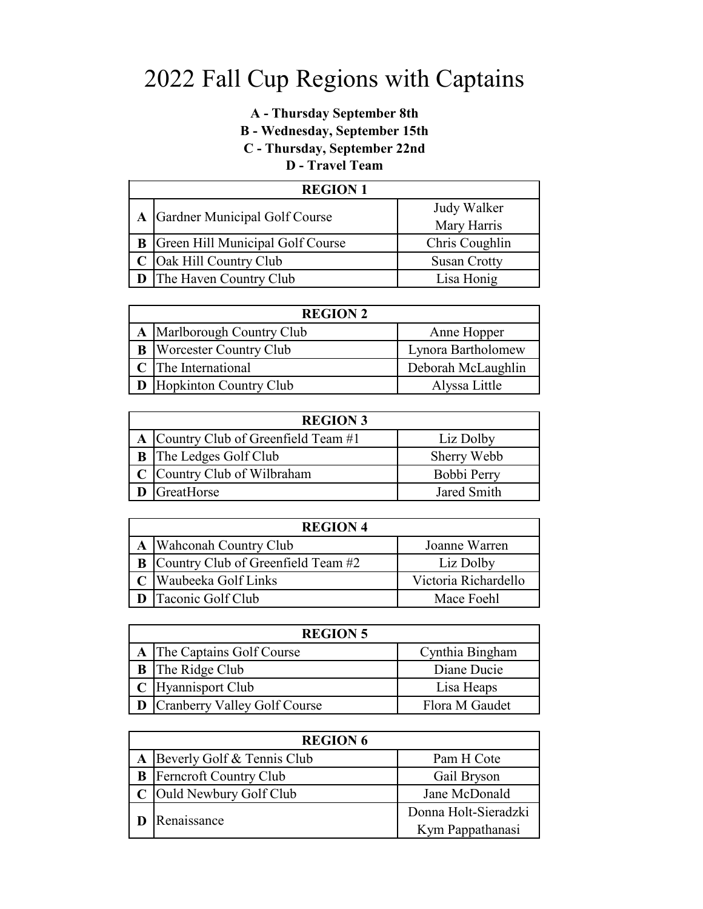# 2022 Fall Cup Regions with Captains

**A - Thursday September 8th**
**B - Wednesday, September 15th**
**C - Thursday, September 22nd**
**D - Travel Team**

| REGION 1 | | |
|---|---|---|
| **A** | Gardner Municipal Golf Course | Judy Walker<br>Mary Harris |
| **B** | Green Hill Municipal Golf Course | Chris Coughlin |
| **C** | Oak Hill Country Club | Susan Crotty |
| **D** | The Haven Country Club | Lisa Honig |

| REGION 2 | | |
|---|---|---|
| **A** | Marlborough Country Club | Anne Hopper |
| **B** | Worcester Country Club | Lynora Bartholomew |
| **C** | The International | Deborah McLaughlin |
| **D** | Hopkinton Country Club | Alyssa Little |

| REGION 3 | | |
|---|---|---|
| **A** | Country Club of Greenfield Team #1 | Liz Dolby |
| **B** | The Ledges Golf Club | Sherry Webb |
| **C** | Country Club of Wilbraham | Bobbi Perry |
| **D** | GreatHorse | Jared Smith |

| REGION 4 | | |
|---|---|---|
| **A** | Wahconah Country Club | Joanne Warren |
| **B** | Country Club of Greenfield Team #2 | Liz Dolby |
| **C** | Waubeeka Golf Links | Victoria Richardello |
| **D** | Taconic Golf Club | Mace Foehl |

| REGION 5 | | |
|---|---|---|
| **A** | The Captains Golf Course | Cynthia Bingham |
| **B** | The Ridge Club | Diane Ducie |
| **C** | Hyannisport Club | Lisa Heaps |
| **D** | Cranberry Valley Golf Course | Flora M Gaudet |

| REGION 6 | | |
|---|---|---|
| **A** | Beverly Golf & Tennis Club | Pam H Cote |
| **B** | Ferncroft Country Club | Gail Bryson |
| **C** | Ould Newbury Golf Club | Jane McDonald |
| **D** | Renaissance | Donna Holt-Sieradzki<br>Kym Pappathanasi |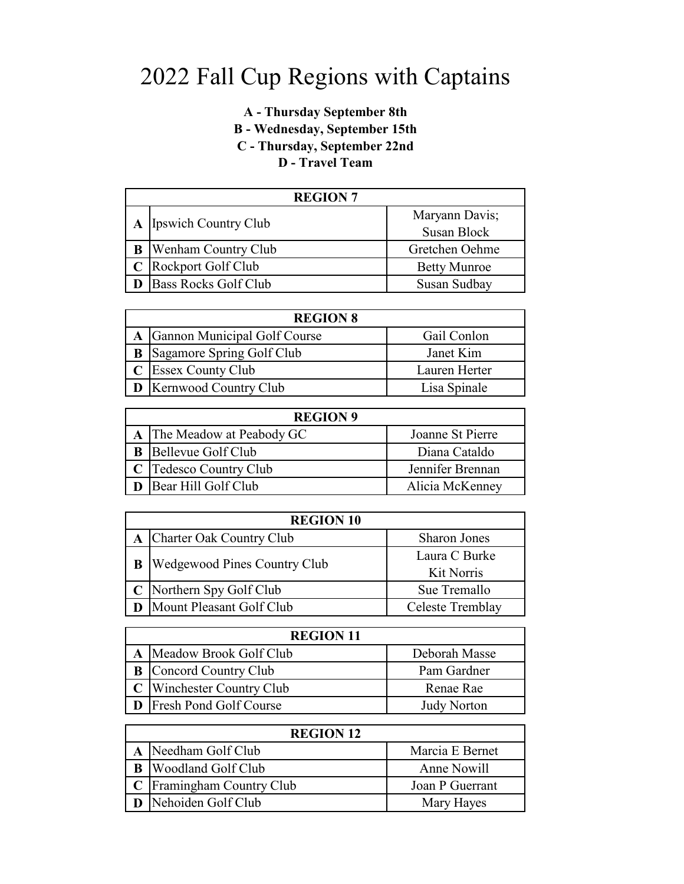# 2022 Fall Cup Regions with Captains

**A - Thursday September 8th**
**B - Wednesday, September 15th**
**C - Thursday, September 22nd**
**D - Travel Team**

| REGION 7 | | |
|---|---|---|
| **A** | Ipswich Country Club | Maryann Davis; Susan Block |
| **B** | Wenham Country Club | Gretchen Oehme |
| **C** | Rockport Golf Club | Betty Munroe |
| **D** | Bass Rocks Golf Club | Susan Sudbay |

| REGION 8 | | |
|---|---|---|
| **A** | Gannon Municipal Golf Course | Gail Conlon |
| **B** | Sagamore Spring Golf Club | Janet Kim |
| **C** | Essex County Club | Lauren Herter |
| **D** | Kernwood Country Club | Lisa Spinale |

| REGION 9 | | |
|---|---|---|
| **A** | The Meadow at Peabody GC | Joanne St Pierre |
| **B** | Bellevue Golf Club | Diana Cataldo |
| **C** | Tedesco Country Club | Jennifer Brennan |
| **D** | Bear Hill Golf Club | Alicia McKenney |

| REGION 10 | | |
|---|---|---|
| **A** | Charter Oak Country Club | Sharon Jones |
| **B** | Wedgewood Pines Country Club | Laura C Burke Kit Norris |
| **C** | Northern Spy Golf Club | Sue Tremallo |
| **D** | Mount Pleasant Golf Club | Celeste Tremblay |

| REGION 11 | | |
|---|---|---|
| **A** | Meadow Brook Golf Club | Deborah Masse |
| **B** | Concord Country Club | Pam Gardner |
| **C** | Winchester Country Club | Renae Rae |
| **D** | Fresh Pond Golf Course | Judy Norton |

| REGION 12 | | |
|---|---|---|
| **A** | Needham Golf Club | Marcia E Bernet |
| **B** | Woodland Golf Club | Anne Nowill |
| **C** | Framingham Country Club | Joan P Guerrant |
| **D** | Nehoiden Golf Club | Mary Hayes |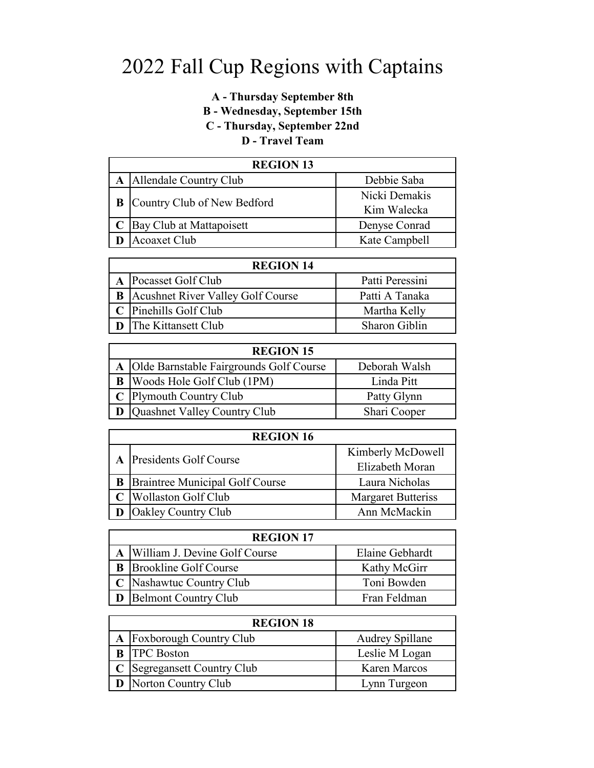# 2022 Fall Cup Regions with Captains

**A - Thursday September 8th**
**B - Wednesday, September 15th**
**C - Thursday, September 22nd**
**D - Travel Team**

| REGION 13 | | |
|---|---|---|
| **A** | Allendale Country Club | Debbie Saba |
| **B** | Country Club of New Bedford | Nicki Demakis<br>Kim Walecka |
| **C** | Bay Club at Mattapoisett | Denyse Conrad |
| **D** | Acoaxet Club | Kate Campbell |

| REGION 14 | | |
|---|---|---|
| **A** | Pocasset Golf Club | Patti Peressini |
| **B** | Acushnet River Valley Golf Course | Patti A Tanaka |
| **C** | Pinehills Golf Club | Martha Kelly |
| **D** | The Kittansett Club | Sharon Giblin |

| REGION 15 | | |
|---|---|---|
| **A** | Olde Barnstable Fairgrounds Golf Course | Deborah Walsh |
| **B** | Woods Hole Golf Club (1PM) | Linda Pitt |
| **C** | Plymouth Country Club | Patty Glynn |
| **D** | Quashnet Valley Country Club | Shari Cooper |

| REGION 16 | | |
|---|---|---|
| **A** | Presidents Golf Course | Kimberly McDowell<br>Elizabeth Moran |
| **B** | Braintree Municipal Golf Course | Laura Nicholas |
| **C** | Wollaston Golf Club | Margaret Butteriss |
| **D** | Oakley Country Club | Ann McMackin |

| REGION 17 | | |
|---|---|---|
| **A** | William J. Devine Golf Course | Elaine Gebhardt |
| **B** | Brookline Golf Course | Kathy McGirr |
| **C** | Nashawtuc Country Club | Toni Bowden |
| **D** | Belmont Country Club | Fran Feldman |

| REGION 18 | | |
|---|---|---|
| **A** | Foxborough Country Club | Audrey Spillane |
| **B** | TPC Boston | Leslie M Logan |
| **C** | Segregansett Country Club | Karen Marcos |
| **D** | Norton Country Club | Lynn Turgeon |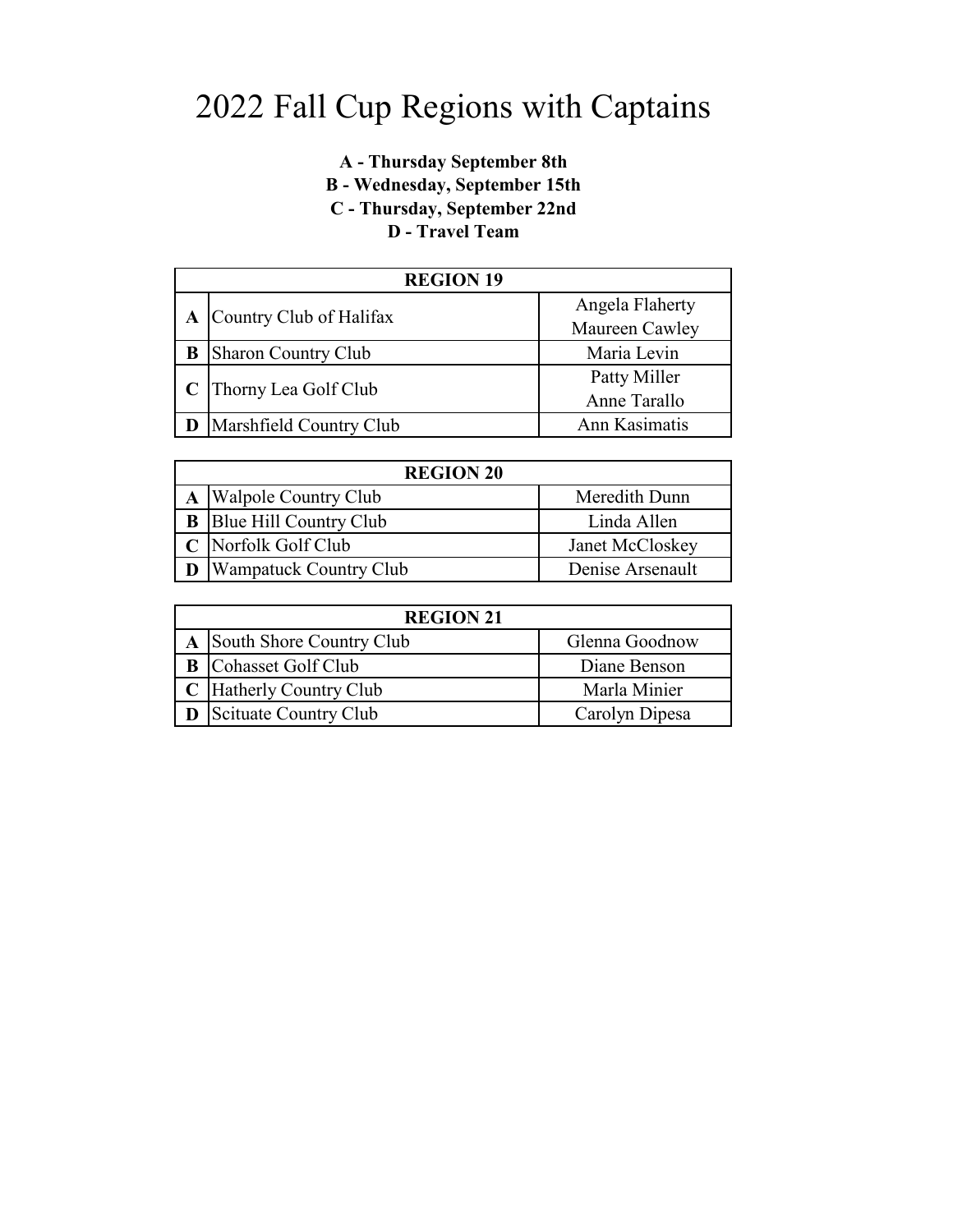# 2022 Fall Cup Regions with Captains

**A - Thursday September 8th**
**B - Wednesday, September 15th**
**C - Thursday, September 22nd**
**D - Travel Team**

| REGION 19 | | |
|---|---|---|
| **A** | Country Club of Halifax | Angela Flaherty<br>Maureen Cawley |
| **B** | Sharon Country Club | Maria Levin |
| **C** | Thorny Lea Golf Club | Patty Miller<br>Anne Tarallo |
| **D** | Marshfield Country Club | Ann Kasimatis |

| REGION 20 | | |
|---|---|---|
| **A** | Walpole Country Club | Meredith Dunn |
| **B** | Blue Hill Country Club | Linda Allen |
| **C** | Norfolk Golf Club | Janet McCloskey |
| **D** | Wampatuck Country Club | Denise Arsenault |

| REGION 21 | | |
|---|---|---|
| **A** | South Shore Country Club | Glenna Goodnow |
| **B** | Cohasset Golf Club | Diane Benson |
| **C** | Hatherly Country Club | Marla Minier |
| **D** | Scituate Country Club | Carolyn Dipesa |